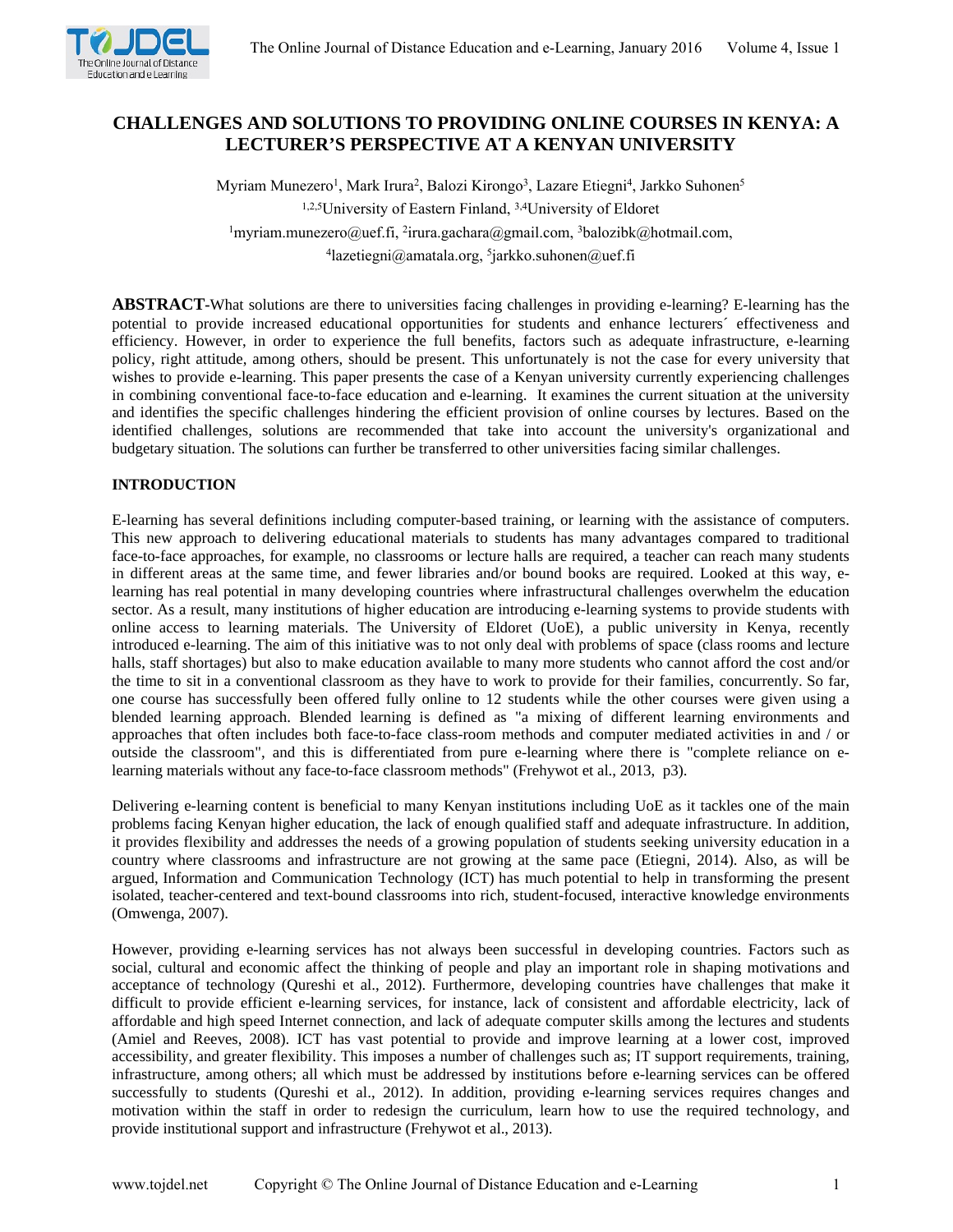# CHALLENGES AND SOLUTIONS TO PROVIDING ONLINE COURSES IN KENYA: A LECTURER'S PERSPECTIVE AT A KENYAN UNIVERSITY

Myriam Munezero[1], Mark Irura[2], Balozi Kirongo[3], Lazare Etiegni[4], Jarkko Suhonen[5]

[1,2,5]University of Eastern Finland, [3,4]University of Eldoret

[1]myriam.munezero@uef.fi, [2]irura.gachara@gmail.com, [3]balozibk@hotmail.com, [4]lazetiegni@amatala.org, [5]jarkko.suhonen@uef.fi

**ABSTRACT**-What solutions are there to universities facing challenges in providing e-learning? E-learning has the potential to provide increased educational opportunities for students and enhance lecturers´ effectiveness and efficiency. However, in order to experience the full benefits, factors such as adequate infrastructure, e-learning policy, right attitude, among others, should be present. This unfortunately is not the case for every university that wishes to provide e-learning. This paper presents the case of a Kenyan university currently experiencing challenges in combining conventional face-to-face education and e-learning. It examines the current situation at the university and identifies the specific challenges hindering the efficient provision of online courses by lectures. Based on the identified challenges, solutions are recommended that take into account the university's organizational and budgetary situation. The solutions can further be transferred to other universities facing similar challenges.

## INTRODUCTION

E-learning has several definitions including computer-based training, or learning with the assistance of computers. This new approach to delivering educational materials to students has many advantages compared to traditional face-to-face approaches, for example, no classrooms or lecture halls are required, a teacher can reach many students in different areas at the same time, and fewer libraries and/or bound books are required. Looked at this way, e-learning has real potential in many developing countries where infrastructural challenges overwhelm the education sector. As a result, many institutions of higher education are introducing e-learning systems to provide students with online access to learning materials. The University of Eldoret (UoE), a public university in Kenya, recently introduced e-learning. The aim of this initiative was to not only deal with problems of space (class rooms and lecture halls, staff shortages) but also to make education available to many more students who cannot afford the cost and/or the time to sit in a conventional classroom as they have to work to provide for their families, concurrently. So far, one course has successfully been offered fully online to 12 students while the other courses were given using a blended learning approach. Blended learning is defined as "a mixing of different learning environments and approaches that often includes both face-to-face class-room methods and computer mediated activities in and / or outside the classroom", and this is differentiated from pure e-learning where there is "complete reliance on e-learning materials without any face-to-face classroom methods" (Frehywot et al., 2013, p3).

Delivering e-learning content is beneficial to many Kenyan institutions including UoE as it tackles one of the main problems facing Kenyan higher education, the lack of enough qualified staff and adequate infrastructure. In addition, it provides flexibility and addresses the needs of a growing population of students seeking university education in a country where classrooms and infrastructure are not growing at the same pace (Etiegni, 2014). Also, as will be argued, Information and Communication Technology (ICT) has much potential to help in transforming the present isolated, teacher-centered and text-bound classrooms into rich, student-focused, interactive knowledge environments (Omwenga, 2007).

However, providing e-learning services has not always been successful in developing countries. Factors such as social, cultural and economic affect the thinking of people and play an important role in shaping motivations and acceptance of technology (Qureshi et al., 2012). Furthermore, developing countries have challenges that make it difficult to provide efficient e-learning services, for instance, lack of consistent and affordable electricity, lack of affordable and high speed Internet connection, and lack of adequate computer skills among the lectures and students (Amiel and Reeves, 2008). ICT has vast potential to provide and improve learning at a lower cost, improved accessibility, and greater flexibility. This imposes a number of challenges such as; IT support requirements, training, infrastructure, among others; all which must be addressed by institutions before e-learning services can be offered successfully to students (Qureshi et al., 2012). In addition, providing e-learning services requires changes and motivation within the staff in order to redesign the curriculum, learn how to use the required technology, and provide institutional support and infrastructure (Frehywot et al., 2013).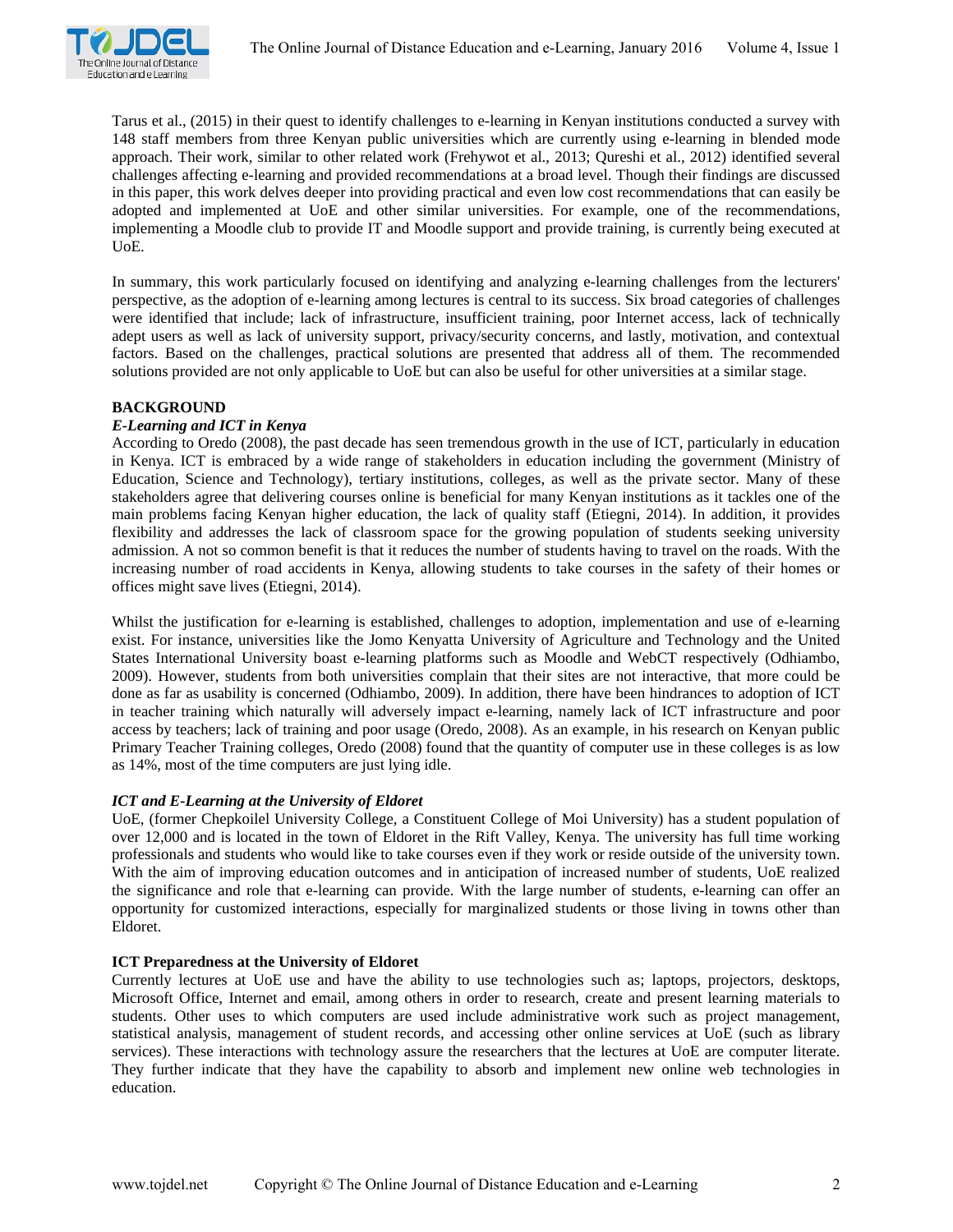Tarus et al., (2015) in their quest to identify challenges to e-learning in Kenyan institutions conducted a survey with 148 staff members from three Kenyan public universities which are currently using e-learning in blended mode approach. Their work, similar to other related work (Frehywot et al., 2013; Qureshi et al., 2012) identified several challenges affecting e-learning and provided recommendations at a broad level. Though their findings are discussed in this paper, this work delves deeper into providing practical and even low cost recommendations that can easily be adopted and implemented at UoE and other similar universities. For example, one of the recommendations, implementing a Moodle club to provide IT and Moodle support and provide training, is currently being executed at UoE.

In summary, this work particularly focused on identifying and analyzing e-learning challenges from the lecturers' perspective, as the adoption of e-learning among lectures is central to its success. Six broad categories of challenges were identified that include; lack of infrastructure, insufficient training, poor Internet access, lack of technically adept users as well as lack of university support, privacy/security concerns, and lastly, motivation, and contextual factors. Based on the challenges, practical solutions are presented that address all of them. The recommended solutions provided are not only applicable to UoE but can also be useful for other universities at a similar stage.

## BACKGROUND

### *E-Learning and ICT in Kenya*

According to Oredo (2008), the past decade has seen tremendous growth in the use of ICT, particularly in education in Kenya. ICT is embraced by a wide range of stakeholders in education including the government (Ministry of Education, Science and Technology), tertiary institutions, colleges, as well as the private sector. Many of these stakeholders agree that delivering courses online is beneficial for many Kenyan institutions as it tackles one of the main problems facing Kenyan higher education, the lack of quality staff (Etiegni, 2014). In addition, it provides flexibility and addresses the lack of classroom space for the growing population of students seeking university admission. A not so common benefit is that it reduces the number of students having to travel on the roads. With the increasing number of road accidents in Kenya, allowing students to take courses in the safety of their homes or offices might save lives (Etiegni, 2014).

Whilst the justification for e-learning is established, challenges to adoption, implementation and use of e-learning exist. For instance, universities like the Jomo Kenyatta University of Agriculture and Technology and the United States International University boast e-learning platforms such as Moodle and WebCT respectively (Odhiambo, 2009). However, students from both universities complain that their sites are not interactive, that more could be done as far as usability is concerned (Odhiambo, 2009). In addition, there have been hindrances to adoption of ICT in teacher training which naturally will adversely impact e-learning, namely lack of ICT infrastructure and poor access by teachers; lack of training and poor usage (Oredo, 2008). As an example, in his research on Kenyan public Primary Teacher Training colleges, Oredo (2008) found that the quantity of computer use in these colleges is as low as 14%, most of the time computers are just lying idle.

### *ICT and E-Learning at the University of Eldoret*

UoE, (former Chepkoilel University College, a Constituent College of Moi University) has a student population of over 12,000 and is located in the town of Eldoret in the Rift Valley, Kenya. The university has full time working professionals and students who would like to take courses even if they work or reside outside of the university town. With the aim of improving education outcomes and in anticipation of increased number of students, UoE realized the significance and role that e-learning can provide. With the large number of students, e-learning can offer an opportunity for customized interactions, especially for marginalized students or those living in towns other than Eldoret.

### ICT Preparedness at the University of Eldoret

Currently lectures at UoE use and have the ability to use technologies such as; laptops, projectors, desktops, Microsoft Office, Internet and email, among others in order to research, create and present learning materials to students. Other uses to which computers are used include administrative work such as project management, statistical analysis, management of student records, and accessing other online services at UoE (such as library services). These interactions with technology assure the researchers that the lectures at UoE are computer literate. They further indicate that they have the capability to absorb and implement new online web technologies in education.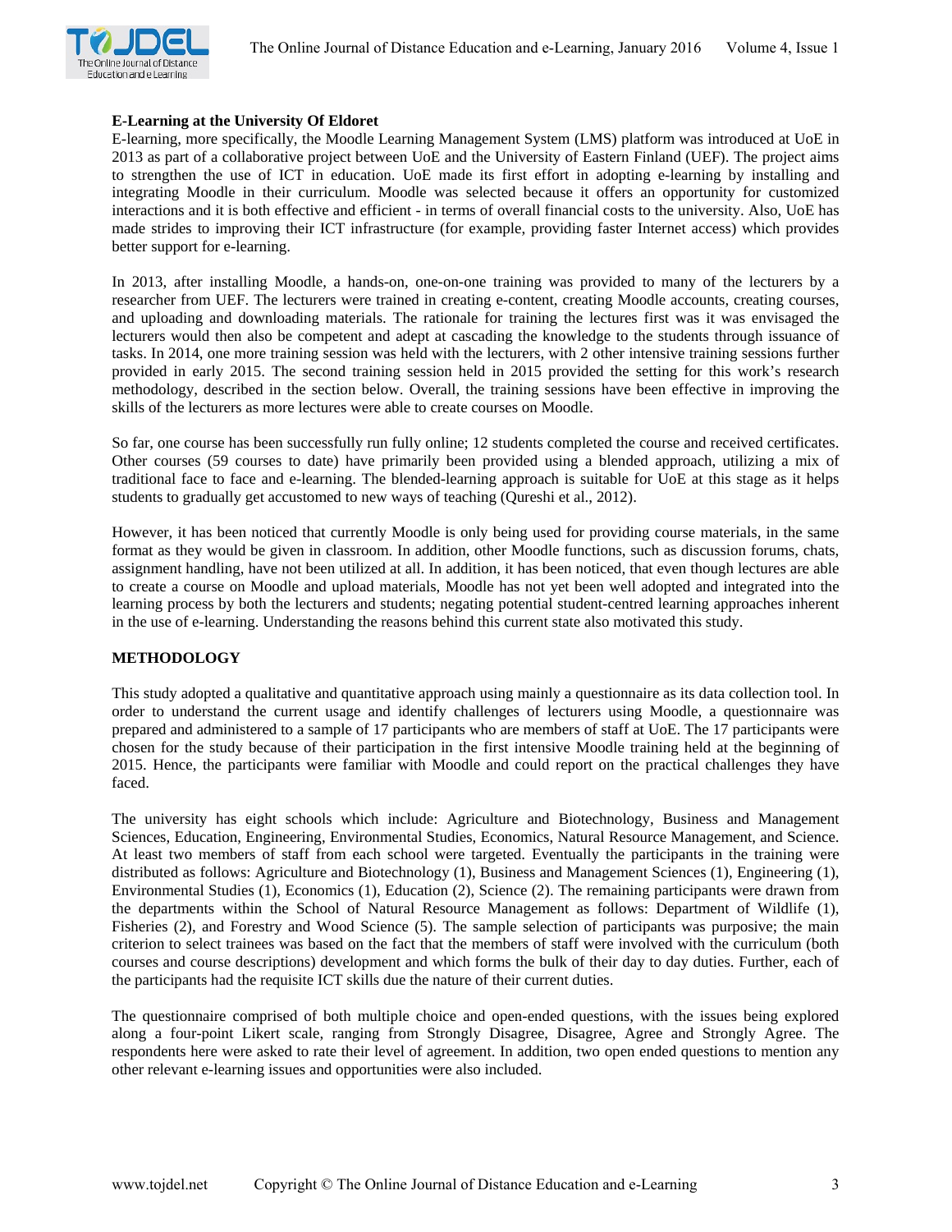**E-Learning at the University Of Eldoret**

E-learning, more specifically, the Moodle Learning Management System (LMS) platform was introduced at UoE in 2013 as part of a collaborative project between UoE and the University of Eastern Finland (UEF). The project aims to strengthen the use of ICT in education. UoE made its first effort in adopting e-learning by installing and integrating Moodle in their curriculum. Moodle was selected because it offers an opportunity for customized interactions and it is both effective and efficient - in terms of overall financial costs to the university. Also, UoE has made strides to improving their ICT infrastructure (for example, providing faster Internet access) which provides better support for e-learning.

In 2013, after installing Moodle, a hands-on, one-on-one training was provided to many of the lecturers by a researcher from UEF. The lecturers were trained in creating e-content, creating Moodle accounts, creating courses, and uploading and downloading materials. The rationale for training the lectures first was it was envisaged the lecturers would then also be competent and adept at cascading the knowledge to the students through issuance of tasks. In 2014, one more training session was held with the lecturers, with 2 other intensive training sessions further provided in early 2015. The second training session held in 2015 provided the setting for this work's research methodology, described in the section below. Overall, the training sessions have been effective in improving the skills of the lecturers as more lectures were able to create courses on Moodle.

So far, one course has been successfully run fully online; 12 students completed the course and received certificates. Other courses (59 courses to date) have primarily been provided using a blended approach, utilizing a mix of traditional face to face and e-learning. The blended-learning approach is suitable for UoE at this stage as it helps students to gradually get accustomed to new ways of teaching (Qureshi et al., 2012).

However, it has been noticed that currently Moodle is only being used for providing course materials, in the same format as they would be given in classroom. In addition, other Moodle functions, such as discussion forums, chats, assignment handling, have not been utilized at all. In addition, it has been noticed, that even though lectures are able to create a course on Moodle and upload materials, Moodle has not yet been well adopted and integrated into the learning process by both the lecturers and students; negating potential student-centred learning approaches inherent in the use of e-learning. Understanding the reasons behind this current state also motivated this study.

## METHODOLOGY

This study adopted a qualitative and quantitative approach using mainly a questionnaire as its data collection tool. In order to understand the current usage and identify challenges of lecturers using Moodle, a questionnaire was prepared and administered to a sample of 17 participants who are members of staff at UoE. The 17 participants were chosen for the study because of their participation in the first intensive Moodle training held at the beginning of 2015. Hence, the participants were familiar with Moodle and could report on the practical challenges they have faced.

The university has eight schools which include: Agriculture and Biotechnology, Business and Management Sciences, Education, Engineering, Environmental Studies, Economics, Natural Resource Management, and Science. At least two members of staff from each school were targeted. Eventually the participants in the training were distributed as follows: Agriculture and Biotechnology (1), Business and Management Sciences (1), Engineering (1), Environmental Studies (1), Economics (1), Education (2), Science (2). The remaining participants were drawn from the departments within the School of Natural Resource Management as follows: Department of Wildlife (1), Fisheries (2), and Forestry and Wood Science (5). The sample selection of participants was purposive; the main criterion to select trainees was based on the fact that the members of staff were involved with the curriculum (both courses and course descriptions) development and which forms the bulk of their day to day duties. Further, each of the participants had the requisite ICT skills due the nature of their current duties.

The questionnaire comprised of both multiple choice and open-ended questions, with the issues being explored along a four-point Likert scale, ranging from Strongly Disagree, Disagree, Agree and Strongly Agree. The respondents here were asked to rate their level of agreement. In addition, two open ended questions to mention any other relevant e-learning issues and opportunities were also included.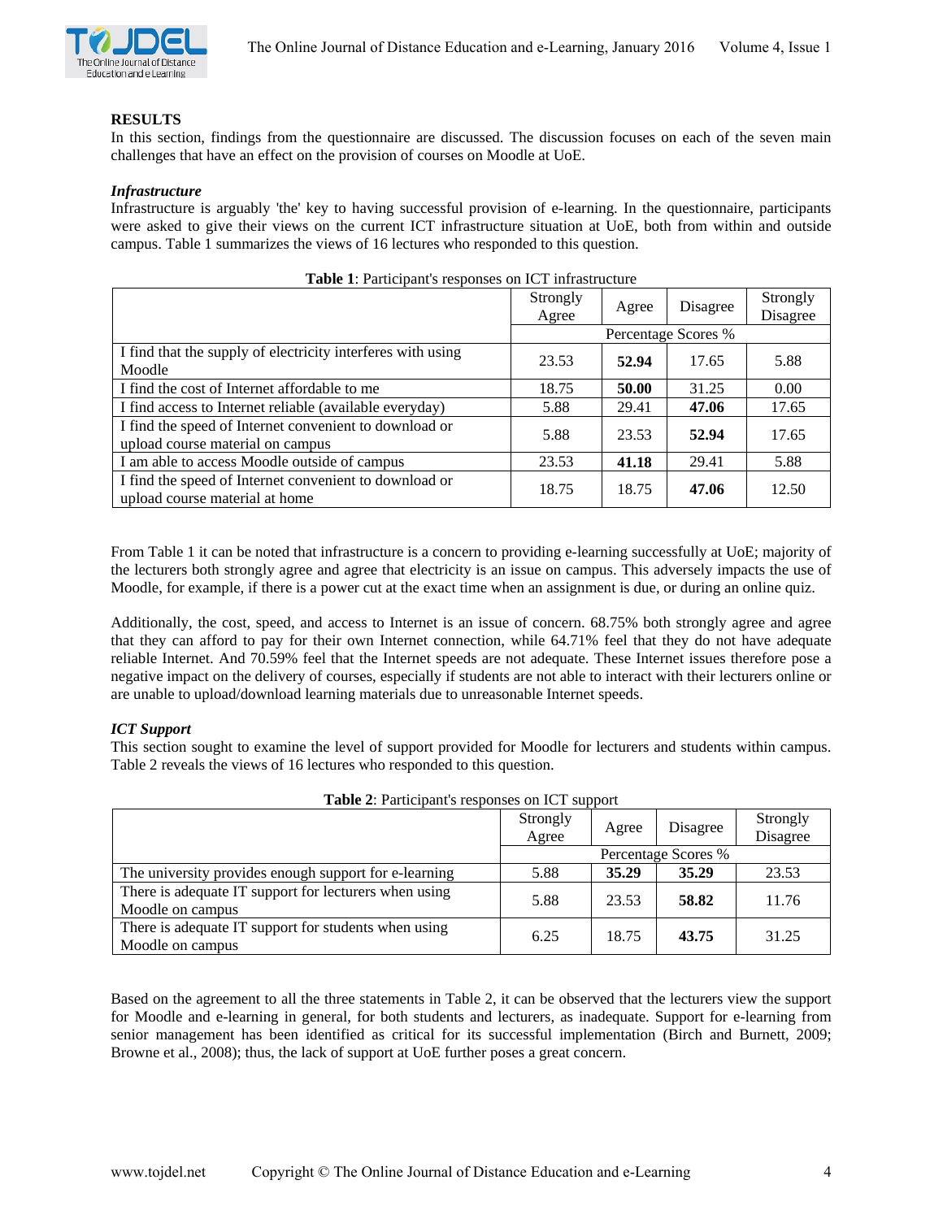## RESULTS

In this section, findings from the questionnaire are discussed. The discussion focuses on each of the seven main challenges that have an effect on the provision of courses on Moodle at UoE.

### *Infrastructure*

Infrastructure is arguably 'the' key to having successful provision of e-learning. In the questionnaire, participants were asked to give their views on the current ICT infrastructure situation at UoE, both from within and outside campus. Table 1 summarizes the views of 16 lectures who responded to this question.

**Table 1**: Participant's responses on ICT infrastructure

| | Strongly Agree | Agree | Disagree | Strongly Disagree |
|---|---|---|---|---|
| | Percentage Scores % | | | |
| I find that the supply of electricity interferes with using Moodle | 23.53 | **52.94** | 17.65 | 5.88 |
| I find the cost of Internet affordable to me | 18.75 | **50.00** | 31.25 | 0.00 |
| I find access to Internet reliable (available everyday) | 5.88 | 29.41 | **47.06** | 17.65 |
| I find the speed of Internet convenient to download or upload course material on campus | 5.88 | 23.53 | **52.94** | 17.65 |
| I am able to access Moodle outside of campus | 23.53 | **41.18** | 29.41 | 5.88 |
| I find the speed of Internet convenient to download or upload course material at home | 18.75 | 18.75 | **47.06** | 12.50 |

From Table 1 it can be noted that infrastructure is a concern to providing e-learning successfully at UoE; majority of the lecturers both strongly agree and agree that electricity is an issue on campus. This adversely impacts the use of Moodle, for example, if there is a power cut at the exact time when an assignment is due, or during an online quiz.

Additionally, the cost, speed, and access to Internet is an issue of concern. 68.75% both strongly agree and agree that they can afford to pay for their own Internet connection, while 64.71% feel that they do not have adequate reliable Internet. And 70.59% feel that the Internet speeds are not adequate. These Internet issues therefore pose a negative impact on the delivery of courses, especially if students are not able to interact with their lecturers online or are unable to upload/download learning materials due to unreasonable Internet speeds.

### *ICT Support*

This section sought to examine the level of support provided for Moodle for lecturers and students within campus. Table 2 reveals the views of 16 lectures who responded to this question.

**Table 2**: Participant's responses on ICT support

| | Strongly Agree | Agree | Disagree | Strongly Disagree |
|---|---|---|---|---|
| | Percentage Scores % | | | |
| The university provides enough support for e-learning | 5.88 | **35.29** | **35.29** | 23.53 |
| There is adequate IT support for lecturers when using Moodle on campus | 5.88 | 23.53 | **58.82** | 11.76 |
| There is adequate IT support for students when using Moodle on campus | 6.25 | 18.75 | **43.75** | 31.25 |

Based on the agreement to all the three statements in Table 2, it can be observed that the lecturers view the support for Moodle and e-learning in general, for both students and lecturers, as inadequate. Support for e-learning from senior management has been identified as critical for its successful implementation (Birch and Burnett, 2009; Browne et al., 2008); thus, the lack of support at UoE further poses a great concern.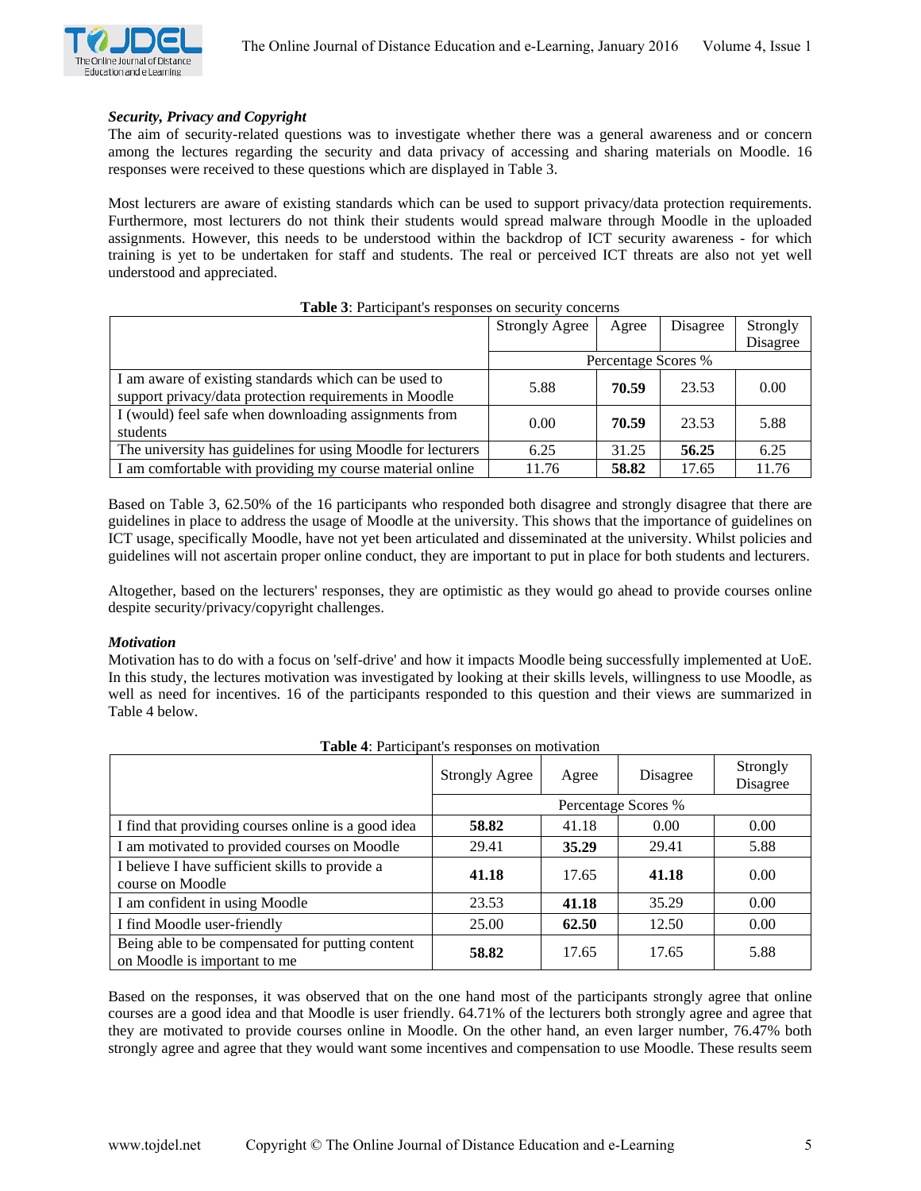***Security, Privacy and Copyright***

The aim of security-related questions was to investigate whether there was a general awareness and or concern among the lectures regarding the security and data privacy of accessing and sharing materials on Moodle. 16 responses were received to these questions which are displayed in Table 3.

Most lecturers are aware of existing standards which can be used to support privacy/data protection requirements. Furthermore, most lecturers do not think their students would spread malware through Moodle in the uploaded assignments. However, this needs to be understood within the backdrop of ICT security awareness - for which training is yet to be undertaken for staff and students. The real or perceived ICT threats are also not yet well understood and appreciated.

**Table 3**: Participant's responses on security concerns

| | Strongly Agree | Agree | Disagree | Strongly Disagree |
|---|---|---|---|---|
| | Percentage Scores % | | | |
| I am aware of existing standards which can be used to support privacy/data protection requirements in Moodle | 5.88 | **70.59** | 23.53 | 0.00 |
| I (would) feel safe when downloading assignments from students | 0.00 | **70.59** | 23.53 | 5.88 |
| The university has guidelines for using Moodle for lecturers | 6.25 | 31.25 | **56.25** | 6.25 |
| I am comfortable with providing my course material online | 11.76 | **58.82** | 17.65 | 11.76 |

Based on Table 3, 62.50% of the 16 participants who responded both disagree and strongly disagree that there are guidelines in place to address the usage of Moodle at the university. This shows that the importance of guidelines on ICT usage, specifically Moodle, have not yet been articulated and disseminated at the university. Whilst policies and guidelines will not ascertain proper online conduct, they are important to put in place for both students and lecturers.

Altogether, based on the lecturers' responses, they are optimistic as they would go ahead to provide courses online despite security/privacy/copyright challenges.

***Motivation***

Motivation has to do with a focus on 'self-drive' and how it impacts Moodle being successfully implemented at UoE. In this study, the lectures motivation was investigated by looking at their skills levels, willingness to use Moodle, as well as need for incentives. 16 of the participants responded to this question and their views are summarized in Table 4 below.

**Table 4**: Participant's responses on motivation

| | Strongly Agree | Agree | Disagree | Strongly Disagree |
|---|---|---|---|---|
| | Percentage Scores % | | | |
| I find that providing courses online is a good idea | **58.82** | 41.18 | 0.00 | 0.00 |
| I am motivated to provided courses on Moodle | 29.41 | **35.29** | 29.41 | 5.88 |
| I believe I have sufficient skills to provide a course on Moodle | **41.18** | 17.65 | **41.18** | 0.00 |
| I am confident in using Moodle | 23.53 | **41.18** | 35.29 | 0.00 |
| I find Moodle user-friendly | 25.00 | **62.50** | 12.50 | 0.00 |
| Being able to be compensated for putting content on Moodle is important to me | **58.82** | 17.65 | 17.65 | 5.88 |

Based on the responses, it was observed that on the one hand most of the participants strongly agree that online courses are a good idea and that Moodle is user friendly. 64.71% of the lecturers both strongly agree and agree that they are motivated to provide courses online in Moodle. On the other hand, an even larger number, 76.47% both strongly agree and agree that they would want some incentives and compensation to use Moodle. These results seem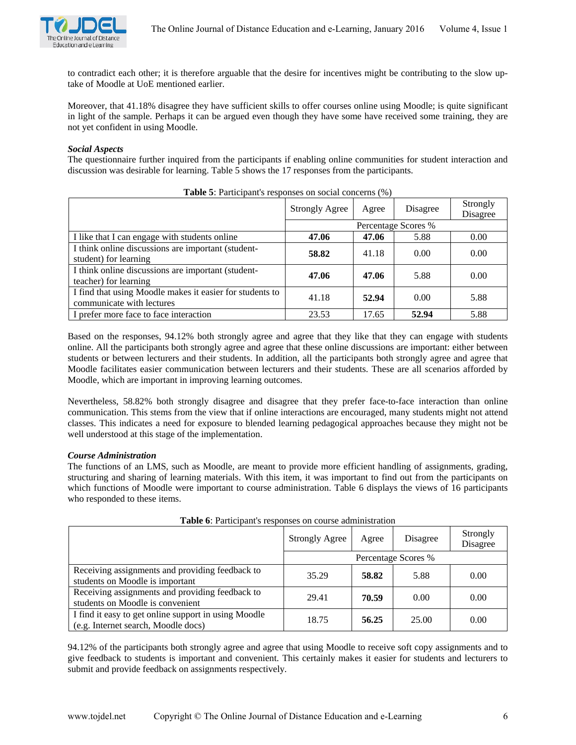to contradict each other; it is therefore arguable that the desire for incentives might be contributing to the slow up-take of Moodle at UoE mentioned earlier.

Moreover, that 41.18% disagree they have sufficient skills to offer courses online using Moodle; is quite significant in light of the sample. Perhaps it can be argued even though they have some have received some training, they are not yet confident in using Moodle.

***Social Aspects***
The questionnaire further inquired from the participants if enabling online communities for student interaction and discussion was desirable for learning. Table 5 shows the 17 responses from the participants.

**Table 5**: Participant's responses on social concerns (%)

| | Strongly Agree | Agree | Disagree | Strongly Disagree |
|---|---|---|---|---|
| | Percentage Scores % | | | |
| I like that I can engage with students online | **47.06** | **47.06** | 5.88 | 0.00 |
| I think online discussions are important (student-student) for learning | **58.82** | 41.18 | 0.00 | 0.00 |
| I think online discussions are important (student-teacher) for learning | **47.06** | **47.06** | 5.88 | 0.00 |
| I find that using Moodle makes it easier for students to communicate with lectures | 41.18 | **52.94** | 0.00 | 5.88 |
| I prefer more face to face interaction | 23.53 | 17.65 | **52.94** | 5.88 |

Based on the responses, 94.12% both strongly agree and agree that they like that they can engage with students online. All the participants both strongly agree and agree that these online discussions are important: either between students or between lecturers and their students. In addition, all the participants both strongly agree and agree that Moodle facilitates easier communication between lecturers and their students. These are all scenarios afforded by Moodle, which are important in improving learning outcomes.

Nevertheless, 58.82% both strongly disagree and disagree that they prefer face-to-face interaction than online communication. This stems from the view that if online interactions are encouraged, many students might not attend classes. This indicates a need for exposure to blended learning pedagogical approaches because they might not be well understood at this stage of the implementation.

***Course Administration***
The functions of an LMS, such as Moodle, are meant to provide more efficient handling of assignments, grading, structuring and sharing of learning materials. With this item, it was important to find out from the participants on which functions of Moodle were important to course administration. Table 6 displays the views of 16 participants who responded to these items.

**Table 6**: Participant's responses on course administration

| | Strongly Agree | Agree | Disagree | Strongly Disagree |
|---|---|---|---|---|
| | Percentage Scores % | | | |
| Receiving assignments and providing feedback to students on Moodle is important | 35.29 | **58.82** | 5.88 | 0.00 |
| Receiving assignments and providing feedback to students on Moodle is convenient | 29.41 | **70.59** | 0.00 | 0.00 |
| I find it easy to get online support in using Moodle (e.g. Internet search, Moodle docs) | 18.75 | **56.25** | 25.00 | 0.00 |

94.12% of the participants both strongly agree and agree that using Moodle to receive soft copy assignments and to give feedback to students is important and convenient. This certainly makes it easier for students and lecturers to submit and provide feedback on assignments respectively.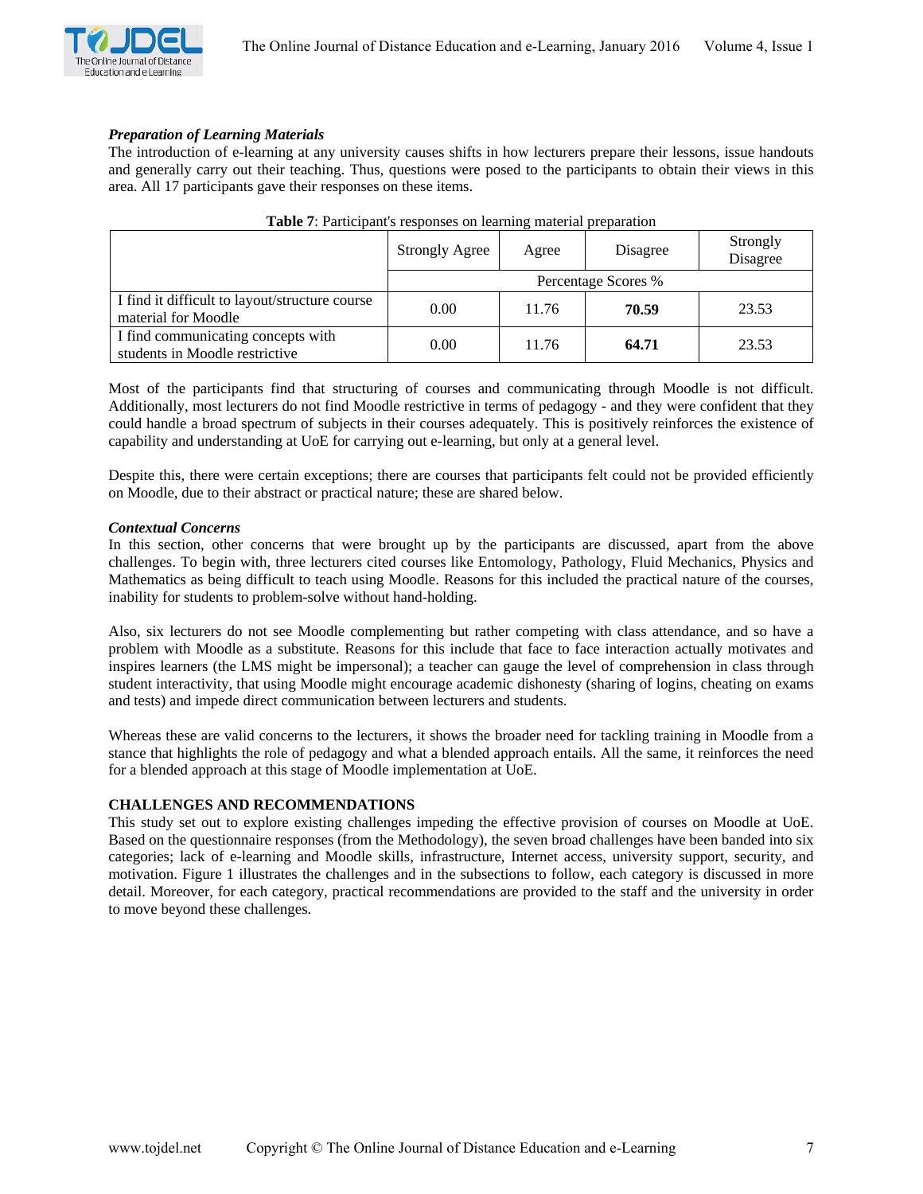***Preparation of Learning Materials***

The introduction of e-learning at any university causes shifts in how lecturers prepare their lessons, issue handouts and generally carry out their teaching. Thus, questions were posed to the participants to obtain their views in this area. All 17 participants gave their responses on these items.

**Table 7**: Participant's responses on learning material preparation

| | Strongly Agree | Agree | Disagree | Strongly Disagree |
|---|---|---|---|---|
| | Percentage Scores % | | | |
| I find it difficult to layout/structure course material for Moodle | 0.00 | 11.76 | **70.59** | 23.53 |
| I find communicating concepts with students in Moodle restrictive | 0.00 | 11.76 | **64.71** | 23.53 |

Most of the participants find that structuring of courses and communicating through Moodle is not difficult. Additionally, most lecturers do not find Moodle restrictive in terms of pedagogy - and they were confident that they could handle a broad spectrum of subjects in their courses adequately. This is positively reinforces the existence of capability and understanding at UoE for carrying out e-learning, but only at a general level.

Despite this, there were certain exceptions; there are courses that participants felt could not be provided efficiently on Moodle, due to their abstract or practical nature; these are shared below.

***Contextual Concerns***

In this section, other concerns that were brought up by the participants are discussed, apart from the above challenges. To begin with, three lecturers cited courses like Entomology, Pathology, Fluid Mechanics, Physics and Mathematics as being difficult to teach using Moodle. Reasons for this included the practical nature of the courses, inability for students to problem-solve without hand-holding.

Also, six lecturers do not see Moodle complementing but rather competing with class attendance, and so have a problem with Moodle as a substitute. Reasons for this include that face to face interaction actually motivates and inspires learners (the LMS might be impersonal); a teacher can gauge the level of comprehension in class through student interactivity, that using Moodle might encourage academic dishonesty (sharing of logins, cheating on exams and tests) and impede direct communication between lecturers and students.

Whereas these are valid concerns to the lecturers, it shows the broader need for tackling training in Moodle from a stance that highlights the role of pedagogy and what a blended approach entails. All the same, it reinforces the need for a blended approach at this stage of Moodle implementation at UoE.

## CHALLENGES AND RECOMMENDATIONS

This study set out to explore existing challenges impeding the effective provision of courses on Moodle at UoE. Based on the questionnaire responses (from the Methodology), the seven broad challenges have been banded into six categories; lack of e-learning and Moodle skills, infrastructure, Internet access, university support, security, and motivation. Figure 1 illustrates the challenges and in the subsections to follow, each category is discussed in more detail. Moreover, for each category, practical recommendations are provided to the staff and the university in order to move beyond these challenges.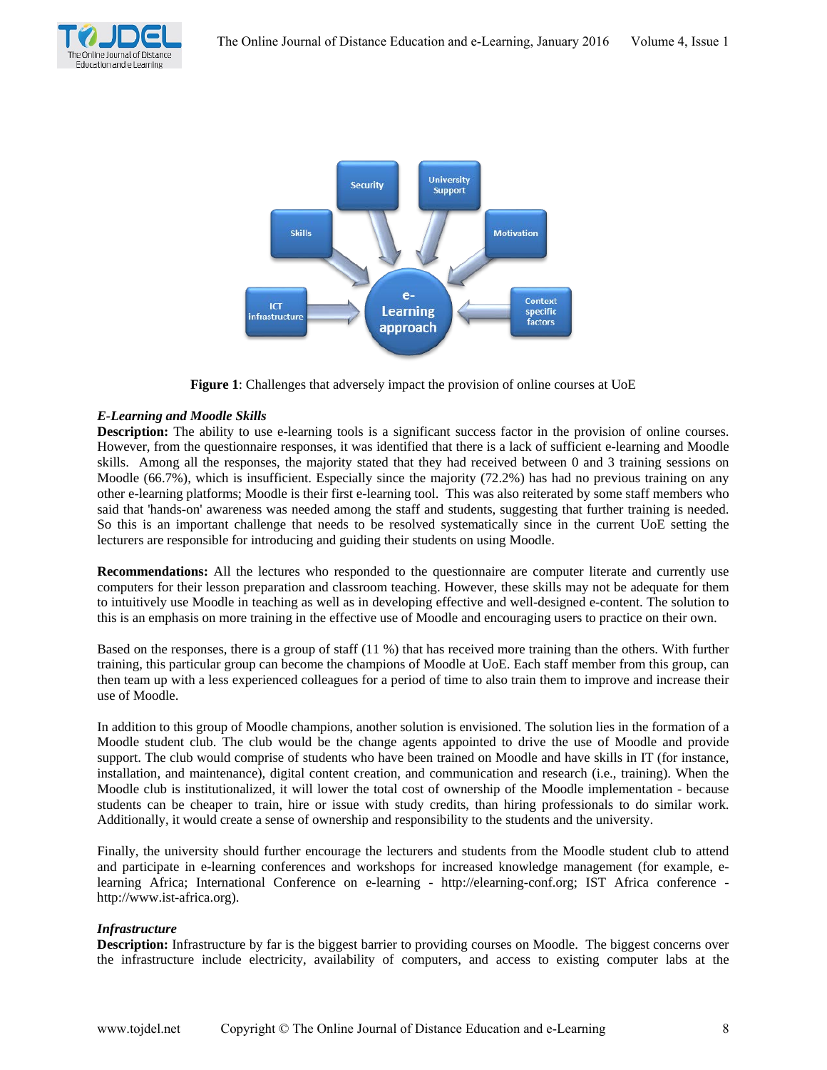**Figure 1**: Challenges that adversely impact the provision of online courses at UoE

### *E-Learning and Moodle Skills*

**Description:** The ability to use e-learning tools is a significant success factor in the provision of online courses. However, from the questionnaire responses, it was identified that there is a lack of sufficient e-learning and Moodle skills. Among all the responses, the majority stated that they had received between 0 and 3 training sessions on Moodle (66.7%), which is insufficient. Especially since the majority (72.2%) has had no previous training on any other e-learning platforms; Moodle is their first e-learning tool. This was also reiterated by some staff members who said that 'hands-on' awareness was needed among the staff and students, suggesting that further training is needed. So this is an important challenge that needs to be resolved systematically since in the current UoE setting the lecturers are responsible for introducing and guiding their students on using Moodle.

**Recommendations:** All the lectures who responded to the questionnaire are computer literate and currently use computers for their lesson preparation and classroom teaching. However, these skills may not be adequate for them to intuitively use Moodle in teaching as well as in developing effective and well-designed e-content. The solution to this is an emphasis on more training in the effective use of Moodle and encouraging users to practice on their own.

Based on the responses, there is a group of staff (11 %) that has received more training than the others. With further training, this particular group can become the champions of Moodle at UoE. Each staff member from this group, can then team up with a less experienced colleagues for a period of time to also train them to improve and increase their use of Moodle.

In addition to this group of Moodle champions, another solution is envisioned. The solution lies in the formation of a Moodle student club. The club would be the change agents appointed to drive the use of Moodle and provide support. The club would comprise of students who have been trained on Moodle and have skills in IT (for instance, installation, and maintenance), digital content creation, and communication and research (i.e., training). When the Moodle club is institutionalized, it will lower the total cost of ownership of the Moodle implementation - because students can be cheaper to train, hire or issue with study credits, than hiring professionals to do similar work. Additionally, it would create a sense of ownership and responsibility to the students and the university.

Finally, the university should further encourage the lecturers and students from the Moodle student club to attend and participate in e-learning conferences and workshops for increased knowledge management (for example, e-learning Africa; International Conference on e-learning - http://elearning-conf.org; IST Africa conference - http://www.ist-africa.org).

### *Infrastructure*

**Description:** Infrastructure by far is the biggest barrier to providing courses on Moodle. The biggest concerns over the infrastructure include electricity, availability of computers, and access to existing computer labs at the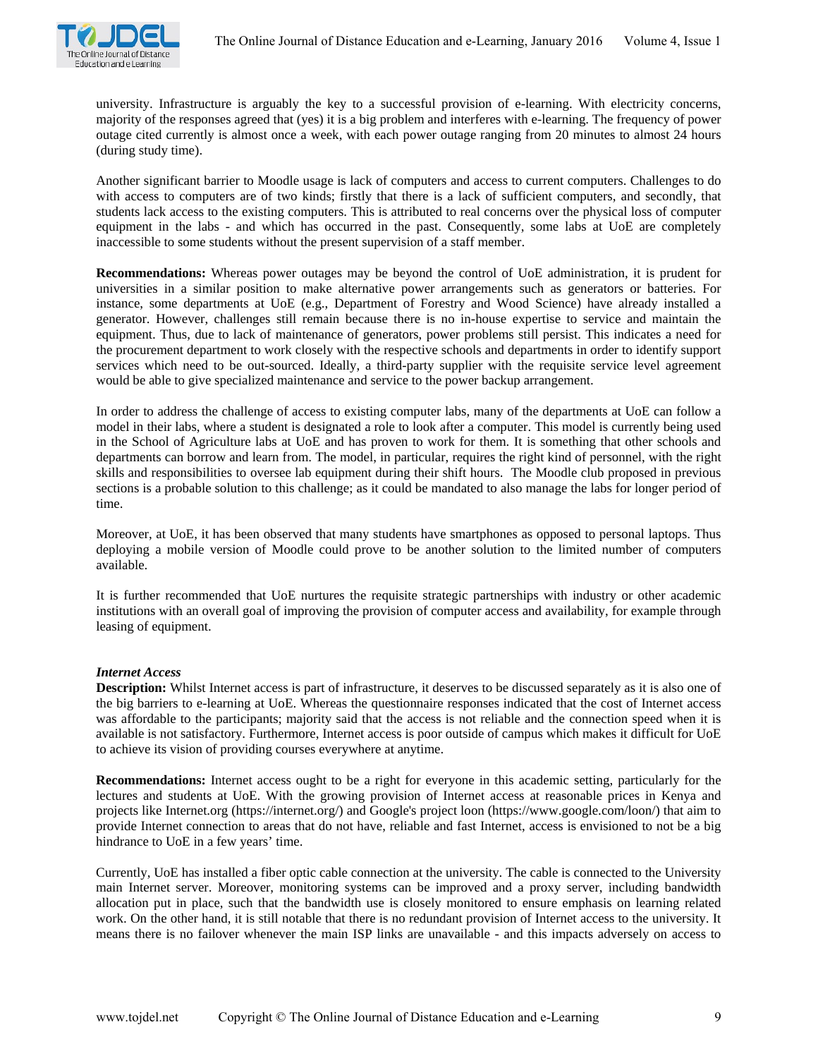university. Infrastructure is arguably the key to a successful provision of e-learning. With electricity concerns, majority of the responses agreed that (yes) it is a big problem and interferes with e-learning. The frequency of power outage cited currently is almost once a week, with each power outage ranging from 20 minutes to almost 24 hours (during study time).

Another significant barrier to Moodle usage is lack of computers and access to current computers. Challenges to do with access to computers are of two kinds; firstly that there is a lack of sufficient computers, and secondly, that students lack access to the existing computers. This is attributed to real concerns over the physical loss of computer equipment in the labs - and which has occurred in the past. Consequently, some labs at UoE are completely inaccessible to some students without the present supervision of a staff member.

**Recommendations:** Whereas power outages may be beyond the control of UoE administration, it is prudent for universities in a similar position to make alternative power arrangements such as generators or batteries. For instance, some departments at UoE (e.g., Department of Forestry and Wood Science) have already installed a generator. However, challenges still remain because there is no in-house expertise to service and maintain the equipment. Thus, due to lack of maintenance of generators, power problems still persist. This indicates a need for the procurement department to work closely with the respective schools and departments in order to identify support services which need to be out-sourced. Ideally, a third-party supplier with the requisite service level agreement would be able to give specialized maintenance and service to the power backup arrangement.

In order to address the challenge of access to existing computer labs, many of the departments at UoE can follow a model in their labs, where a student is designated a role to look after a computer. This model is currently being used in the School of Agriculture labs at UoE and has proven to work for them. It is something that other schools and departments can borrow and learn from. The model, in particular, requires the right kind of personnel, with the right skills and responsibilities to oversee lab equipment during their shift hours. The Moodle club proposed in previous sections is a probable solution to this challenge; as it could be mandated to also manage the labs for longer period of time.

Moreover, at UoE, it has been observed that many students have smartphones as opposed to personal laptops. Thus deploying a mobile version of Moodle could prove to be another solution to the limited number of computers available.

It is further recommended that UoE nurtures the requisite strategic partnerships with industry or other academic institutions with an overall goal of improving the provision of computer access and availability, for example through leasing of equipment.

***Internet Access***

**Description:** Whilst Internet access is part of infrastructure, it deserves to be discussed separately as it is also one of the big barriers to e-learning at UoE. Whereas the questionnaire responses indicated that the cost of Internet access was affordable to the participants; majority said that the access is not reliable and the connection speed when it is available is not satisfactory. Furthermore, Internet access is poor outside of campus which makes it difficult for UoE to achieve its vision of providing courses everywhere at anytime.

**Recommendations:** Internet access ought to be a right for everyone in this academic setting, particularly for the lectures and students at UoE. With the growing provision of Internet access at reasonable prices in Kenya and projects like Internet.org (https://internet.org/) and Google's project loon (https://www.google.com/loon/) that aim to provide Internet connection to areas that do not have, reliable and fast Internet, access is envisioned to not be a big hindrance to UoE in a few years' time.

Currently, UoE has installed a fiber optic cable connection at the university. The cable is connected to the University main Internet server. Moreover, monitoring systems can be improved and a proxy server, including bandwidth allocation put in place, such that the bandwidth use is closely monitored to ensure emphasis on learning related work. On the other hand, it is still notable that there is no redundant provision of Internet access to the university. It means there is no failover whenever the main ISP links are unavailable - and this impacts adversely on access to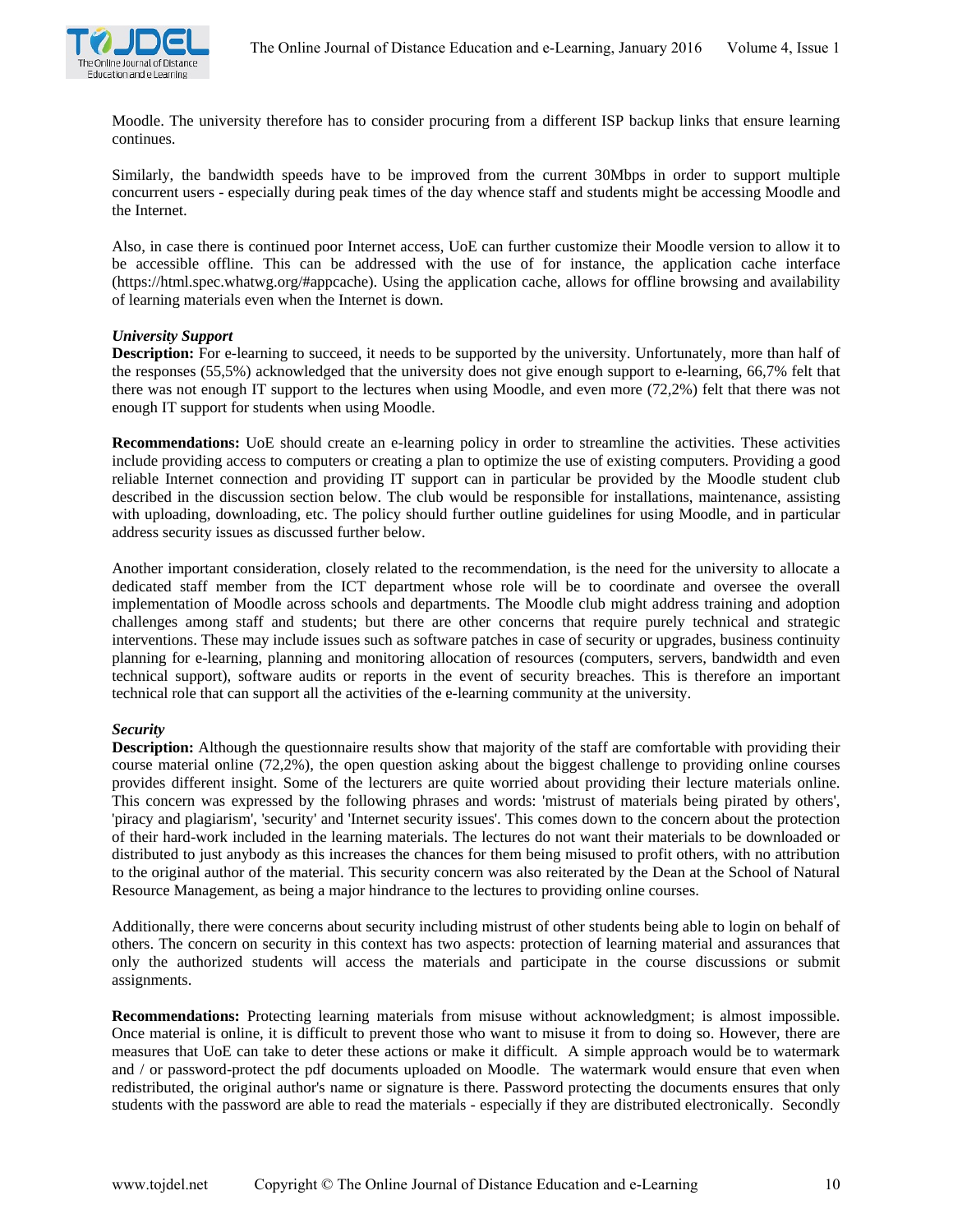Moodle. The university therefore has to consider procuring from a different ISP backup links that ensure learning continues.

Similarly, the bandwidth speeds have to be improved from the current 30Mbps in order to support multiple concurrent users - especially during peak times of the day whence staff and students might be accessing Moodle and the Internet.

Also, in case there is continued poor Internet access, UoE can further customize their Moodle version to allow it to be accessible offline. This can be addressed with the use of for instance, the application cache interface (https://html.spec.whatwg.org/#appcache). Using the application cache, allows for offline browsing and availability of learning materials even when the Internet is down.

***University Support***

**Description:** For e-learning to succeed, it needs to be supported by the university. Unfortunately, more than half of the responses (55,5%) acknowledged that the university does not give enough support to e-learning, 66,7% felt that there was not enough IT support to the lectures when using Moodle, and even more (72,2%) felt that there was not enough IT support for students when using Moodle.

**Recommendations:** UoE should create an e-learning policy in order to streamline the activities. These activities include providing access to computers or creating a plan to optimize the use of existing computers. Providing a good reliable Internet connection and providing IT support can in particular be provided by the Moodle student club described in the discussion section below. The club would be responsible for installations, maintenance, assisting with uploading, downloading, etc. The policy should further outline guidelines for using Moodle, and in particular address security issues as discussed further below.

Another important consideration, closely related to the recommendation, is the need for the university to allocate a dedicated staff member from the ICT department whose role will be to coordinate and oversee the overall implementation of Moodle across schools and departments. The Moodle club might address training and adoption challenges among staff and students; but there are other concerns that require purely technical and strategic interventions. These may include issues such as software patches in case of security or upgrades, business continuity planning for e-learning, planning and monitoring allocation of resources (computers, servers, bandwidth and even technical support), software audits or reports in the event of security breaches. This is therefore an important technical role that can support all the activities of the e-learning community at the university.

***Security***

**Description:** Although the questionnaire results show that majority of the staff are comfortable with providing their course material online (72,2%), the open question asking about the biggest challenge to providing online courses provides different insight. Some of the lecturers are quite worried about providing their lecture materials online. This concern was expressed by the following phrases and words: 'mistrust of materials being pirated by others', 'piracy and plagiarism', 'security' and 'Internet security issues'. This comes down to the concern about the protection of their hard-work included in the learning materials. The lectures do not want their materials to be downloaded or distributed to just anybody as this increases the chances for them being misused to profit others, with no attribution to the original author of the material. This security concern was also reiterated by the Dean at the School of Natural Resource Management, as being a major hindrance to the lectures to providing online courses.

Additionally, there were concerns about security including mistrust of other students being able to login on behalf of others. The concern on security in this context has two aspects: protection of learning material and assurances that only the authorized students will access the materials and participate in the course discussions or submit assignments.

**Recommendations:** Protecting learning materials from misuse without acknowledgment; is almost impossible. Once material is online, it is difficult to prevent those who want to misuse it from to doing so. However, there are measures that UoE can take to deter these actions or make it difficult. A simple approach would be to watermark and / or password-protect the pdf documents uploaded on Moodle. The watermark would ensure that even when redistributed, the original author's name or signature is there. Password protecting the documents ensures that only students with the password are able to read the materials - especially if they are distributed electronically. Secondly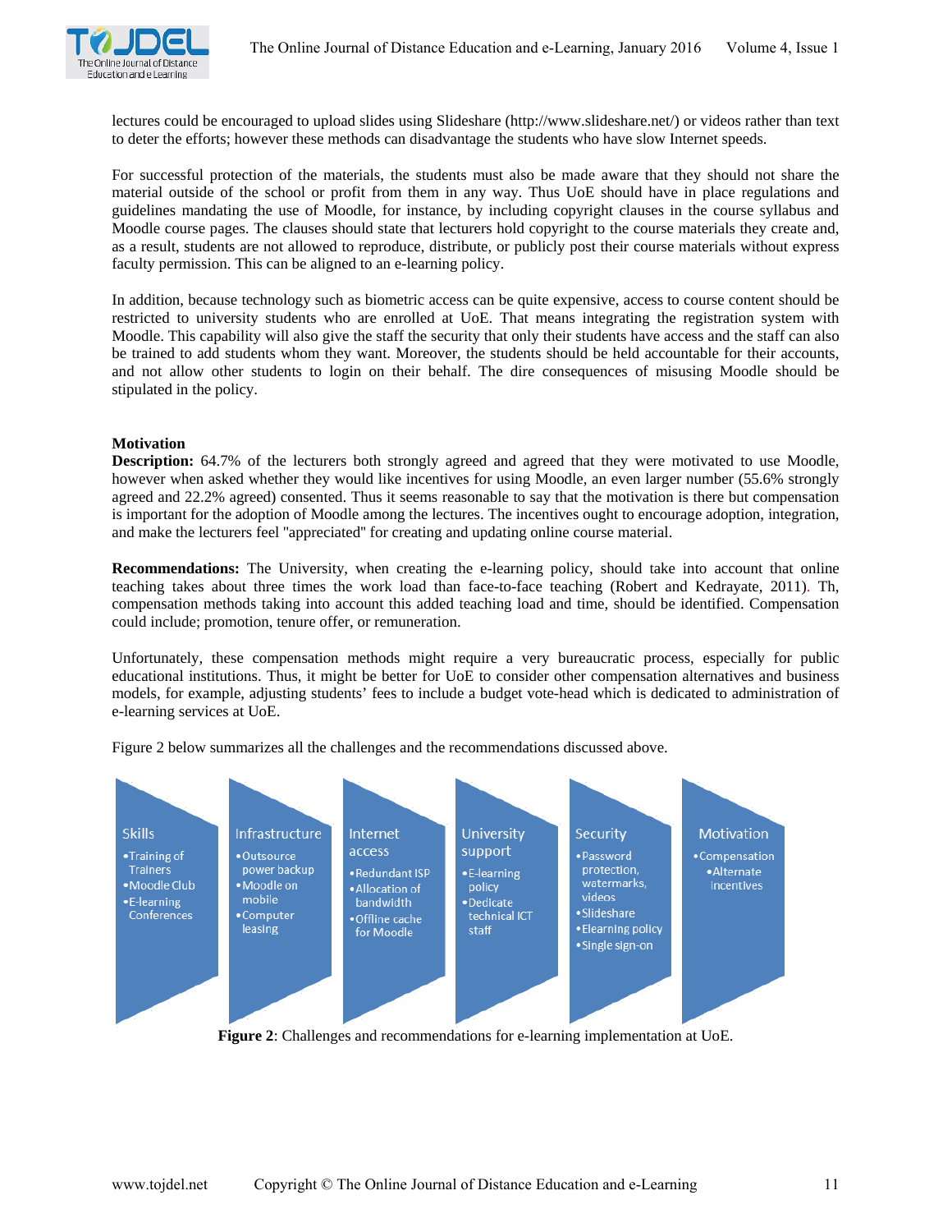lectures could be encouraged to upload slides using Slideshare (http://www.slideshare.net/) or videos rather than text to deter the efforts; however these methods can disadvantage the students who have slow Internet speeds.

For successful protection of the materials, the students must also be made aware that they should not share the material outside of the school or profit from them in any way. Thus UoE should have in place regulations and guidelines mandating the use of Moodle, for instance, by including copyright clauses in the course syllabus and Moodle course pages. The clauses should state that lecturers hold copyright to the course materials they create and, as a result, students are not allowed to reproduce, distribute, or publicly post their course materials without express faculty permission. This can be aligned to an e-learning policy.

In addition, because technology such as biometric access can be quite expensive, access to course content should be restricted to university students who are enrolled at UoE. That means integrating the registration system with Moodle. This capability will also give the staff the security that only their students have access and the staff can also be trained to add students whom they want. Moreover, the students should be held accountable for their accounts, and not allow other students to login on their behalf. The dire consequences of misusing Moodle should be stipulated in the policy.

**Motivation**

**Description:** 64.7% of the lecturers both strongly agreed and agreed that they were motivated to use Moodle, however when asked whether they would like incentives for using Moodle, an even larger number (55.6% strongly agreed and 22.2% agreed) consented. Thus it seems reasonable to say that the motivation is there but compensation is important for the adoption of Moodle among the lectures. The incentives ought to encourage adoption, integration, and make the lecturers feel "appreciated" for creating and updating online course material.

**Recommendations:** The University, when creating the e-learning policy, should take into account that online teaching takes about three times the work load than face-to-face teaching (Robert and Kedrayate, 2011). Th, compensation methods taking into account this added teaching load and time, should be identified. Compensation could include; promotion, tenure offer, or remuneration.

Unfortunately, these compensation methods might require a very bureaucratic process, especially for public educational institutions. Thus, it might be better for UoE to consider other compensation alternatives and business models, for example, adjusting students' fees to include a budget vote-head which is dedicated to administration of e-learning services at UoE.

Figure 2 below summarizes all the challenges and the recommendations discussed above.

| Skills | Infrastructure | Internet access | University support | Security | Motivation |
|---|---|---|---|---|---|
| • Training of Trainers<br>• Moodle Club<br>• E-learning Conferences | • Outsource power backup<br>• Moodle on mobile<br>• Computer leasing | • Redundant ISP<br>• Allocation of bandwidth<br>• Offline cache for Moodle | • E-learning policy<br>• Dedicate technical ICT staff | • Password protection, watermarks, videos<br>• Slideshare<br>• Elearning policy<br>• Single sign-on | • Compensation<br>• Alternate incentives |

**Figure 2**: Challenges and recommendations for e-learning implementation at UoE.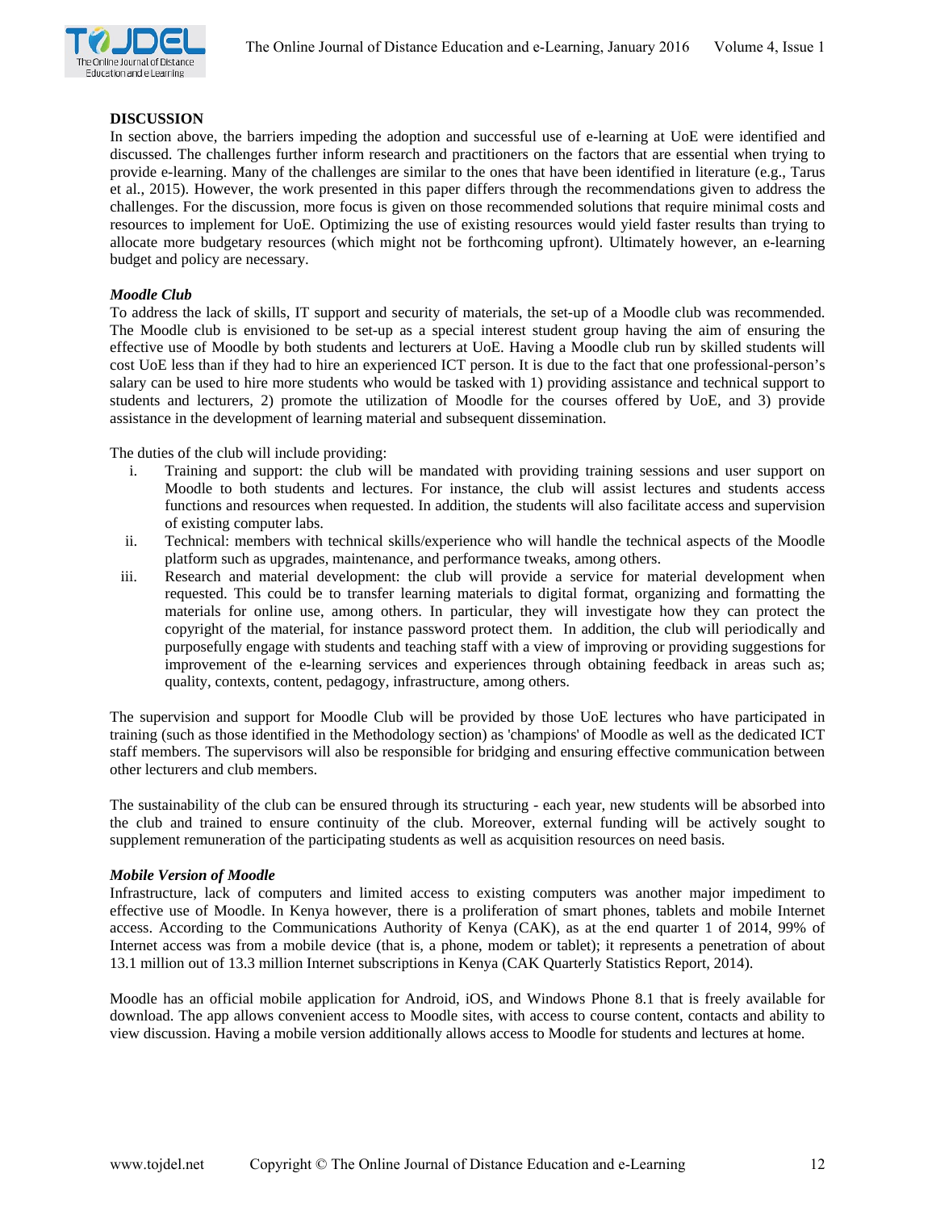## DISCUSSION

In section above, the barriers impeding the adoption and successful use of e-learning at UoE were identified and discussed. The challenges further inform research and practitioners on the factors that are essential when trying to provide e-learning. Many of the challenges are similar to the ones that have been identified in literature (e.g., Tarus et al., 2015). However, the work presented in this paper differs through the recommendations given to address the challenges. For the discussion, more focus is given on those recommended solutions that require minimal costs and resources to implement for UoE. Optimizing the use of existing resources would yield faster results than trying to allocate more budgetary resources (which might not be forthcoming upfront). Ultimately however, an e-learning budget and policy are necessary.

### *Moodle Club*

To address the lack of skills, IT support and security of materials, the set-up of a Moodle club was recommended. The Moodle club is envisioned to be set-up as a special interest student group having the aim of ensuring the effective use of Moodle by both students and lecturers at UoE. Having a Moodle club run by skilled students will cost UoE less than if they had to hire an experienced ICT person. It is due to the fact that one professional-person's salary can be used to hire more students who would be tasked with 1) providing assistance and technical support to students and lecturers, 2) promote the utilization of Moodle for the courses offered by UoE, and 3) provide assistance in the development of learning material and subsequent dissemination.

The duties of the club will include providing:

i. Training and support: the club will be mandated with providing training sessions and user support on Moodle to both students and lectures. For instance, the club will assist lectures and students access functions and resources when requested. In addition, the students will also facilitate access and supervision of existing computer labs.

ii. Technical: members with technical skills/experience who will handle the technical aspects of the Moodle platform such as upgrades, maintenance, and performance tweaks, among others.

iii. Research and material development: the club will provide a service for material development when requested. This could be to transfer learning materials to digital format, organizing and formatting the materials for online use, among others. In particular, they will investigate how they can protect the copyright of the material, for instance password protect them. In addition, the club will periodically and purposefully engage with students and teaching staff with a view of improving or providing suggestions for improvement of the e-learning services and experiences through obtaining feedback in areas such as; quality, contexts, content, pedagogy, infrastructure, among others.

The supervision and support for Moodle Club will be provided by those UoE lectures who have participated in training (such as those identified in the Methodology section) as 'champions' of Moodle as well as the dedicated ICT staff members. The supervisors will also be responsible for bridging and ensuring effective communication between other lecturers and club members.

The sustainability of the club can be ensured through its structuring - each year, new students will be absorbed into the club and trained to ensure continuity of the club. Moreover, external funding will be actively sought to supplement remuneration of the participating students as well as acquisition resources on need basis.

### *Mobile Version of Moodle*

Infrastructure, lack of computers and limited access to existing computers was another major impediment to effective use of Moodle. In Kenya however, there is a proliferation of smart phones, tablets and mobile Internet access. According to the Communications Authority of Kenya (CAK), as at the end quarter 1 of 2014, 99% of Internet access was from a mobile device (that is, a phone, modem or tablet); it represents a penetration of about 13.1 million out of 13.3 million Internet subscriptions in Kenya (CAK Quarterly Statistics Report, 2014).

Moodle has an official mobile application for Android, iOS, and Windows Phone 8.1 that is freely available for download. The app allows convenient access to Moodle sites, with access to course content, contacts and ability to view discussion. Having a mobile version additionally allows access to Moodle for students and lectures at home.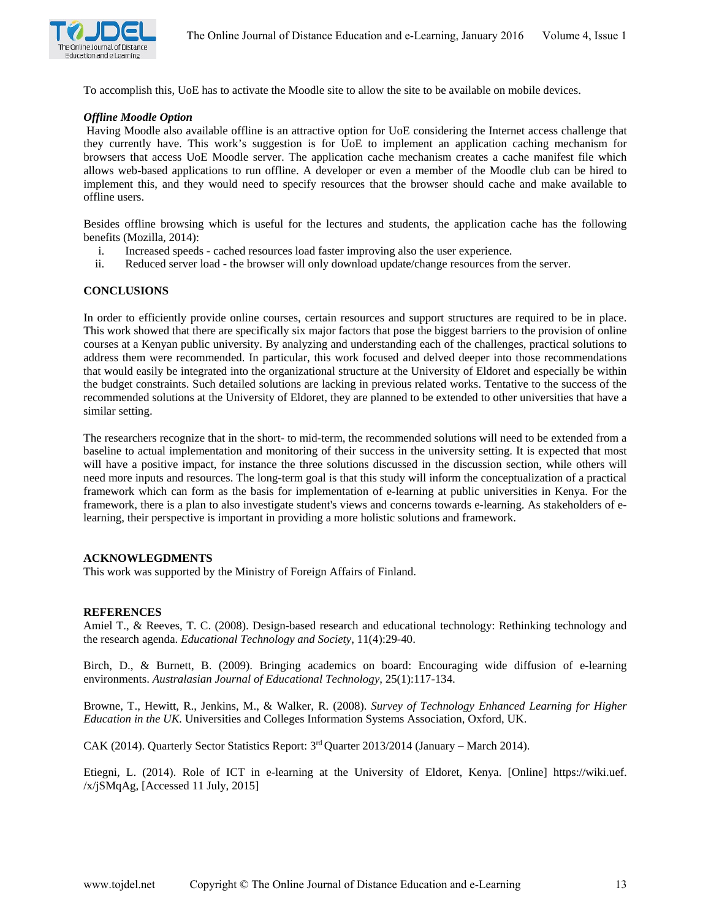To accomplish this, UoE has to activate the Moodle site to allow the site to be available on mobile devices.

### *Offline Moodle Option*

Having Moodle also available offline is an attractive option for UoE considering the Internet access challenge that they currently have. This work's suggestion is for UoE to implement an application caching mechanism for browsers that access UoE Moodle server. The application cache mechanism creates a cache manifest file which allows web-based applications to run offline. A developer or even a member of the Moodle club can be hired to implement this, and they would need to specify resources that the browser should cache and make available to offline users.

Besides offline browsing which is useful for the lectures and students, the application cache has the following benefits (Mozilla, 2014):

i. Increased speeds - cached resources load faster improving also the user experience.
ii. Reduced server load - the browser will only download update/change resources from the server.

## CONCLUSIONS

In order to efficiently provide online courses, certain resources and support structures are required to be in place. This work showed that there are specifically six major factors that pose the biggest barriers to the provision of online courses at a Kenyan public university. By analyzing and understanding each of the challenges, practical solutions to address them were recommended. In particular, this work focused and delved deeper into those recommendations that would easily be integrated into the organizational structure at the University of Eldoret and especially be within the budget constraints. Such detailed solutions are lacking in previous related works. Tentative to the success of the recommended solutions at the University of Eldoret, they are planned to be extended to other universities that have a similar setting.

The researchers recognize that in the short- to mid-term, the recommended solutions will need to be extended from a baseline to actual implementation and monitoring of their success in the university setting. It is expected that most will have a positive impact, for instance the three solutions discussed in the discussion section, while others will need more inputs and resources. The long-term goal is that this study will inform the conceptualization of a practical framework which can form as the basis for implementation of e-learning at public universities in Kenya. For the framework, there is a plan to also investigate student's views and concerns towards e-learning. As stakeholders of e-learning, their perspective is important in providing a more holistic solutions and framework.

## ACKNOWLEGDMENTS

This work was supported by the Ministry of Foreign Affairs of Finland.

## REFERENCES

Amiel T., & Reeves, T. C. (2008). Design-based research and educational technology: Rethinking technology and the research agenda. *Educational Technology and Society*, 11(4):29-40.

Birch, D., & Burnett, B. (2009). Bringing academics on board: Encouraging wide diffusion of e-learning environments. *Australasian Journal of Educational Technology*, 25(1):117-134.

Browne, T., Hewitt, R., Jenkins, M., & Walker, R. (2008). *Survey of Technology Enhanced Learning for Higher Education in the UK.* Universities and Colleges Information Systems Association, Oxford, UK.

CAK (2014). Quarterly Sector Statistics Report: 3rd Quarter 2013/2014 (January – March 2014).

Etiegni, L. (2014). Role of ICT in e-learning at the University of Eldoret, Kenya. [Online] https://wiki.uef. /x/jSMqAg, [Accessed 11 July, 2015]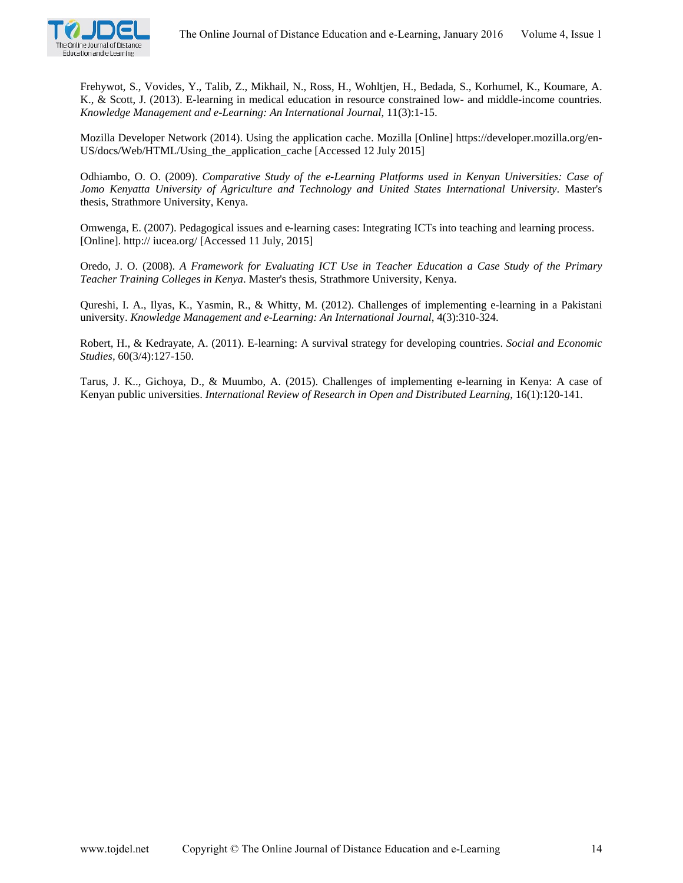Frehywot, S., Vovides, Y., Talib, Z., Mikhail, N., Ross, H., Wohltjen, H., Bedada, S., Korhumel, K., Koumare, A. K., & Scott, J. (2013). E-learning in medical education in resource constrained low- and middle-income countries. *Knowledge Management and e-Learning: An International Journal*, 11(3):1-15.

Mozilla Developer Network (2014). Using the application cache. Mozilla [Online] https://developer.mozilla.org/en-US/docs/Web/HTML/Using_the_application_cache [Accessed 12 July 2015]

Odhiambo, O. O. (2009). *Comparative Study of the e-Learning Platforms used in Kenyan Universities: Case of Jomo Kenyatta University of Agriculture and Technology and United States International University*. Master's thesis, Strathmore University, Kenya.

Omwenga, E. (2007). Pedagogical issues and e-learning cases: Integrating ICTs into teaching and learning process. [Online]. http:// iucea.org/ [Accessed 11 July, 2015]

Oredo, J. O. (2008). *A Framework for Evaluating ICT Use in Teacher Education a Case Study of the Primary Teacher Training Colleges in Kenya*. Master's thesis, Strathmore University, Kenya.

Qureshi, I. A., Ilyas, K., Yasmin, R., & Whitty, M. (2012). Challenges of implementing e-learning in a Pakistani university. *Knowledge Management and e-Learning: An International Journal*, 4(3):310-324.

Robert, H., & Kedrayate, A. (2011). E-learning: A survival strategy for developing countries. *Social and Economic Studies*, 60(3/4):127-150.

Tarus, J. K.., Gichoya, D., & Muumbo, A. (2015). Challenges of implementing e-learning in Kenya: A case of Kenyan public universities. *International Review of Research in Open and Distributed Learning*, 16(1):120-141.